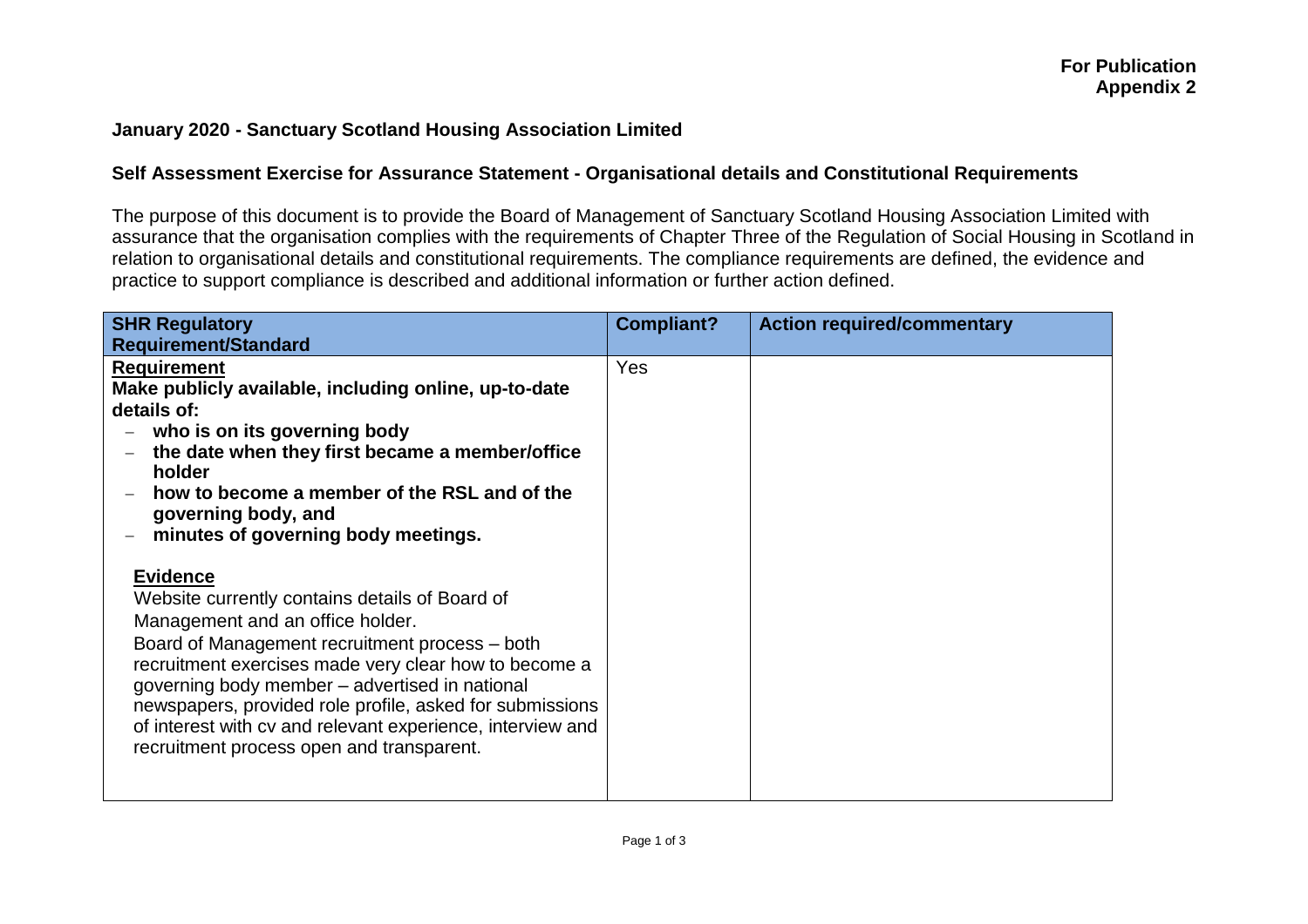**For Publication**
**Appendix 2**

## January 2020 - Sanctuary Scotland Housing Association Limited

### Self Assessment Exercise for Assurance Statement - Organisational details and Constitutional Requirements

The purpose of this document is to provide the Board of Management of Sanctuary Scotland Housing Association Limited with assurance that the organisation complies with the requirements of Chapter Three of the Regulation of Social Housing in Scotland in relation to organisational details and constitutional requirements. The compliance requirements are defined, the evidence and practice to support compliance is described and additional information or further action defined.

| SHR Regulatory Requirement/Standard | Compliant? | Action required/commentary |
|---|---|---|
| **Requirement**<br>**Make publicly available, including online, up-to-date details of:**<br>– **who is on its governing body**<br>– **the date when they first became a member/office holder**<br>– **how to become a member of the RSL and of the governing body, and**<br>– **minutes of governing body meetings.**<br><br>**Evidence**<br>Website currently contains details of Board of Management and an office holder.<br>Board of Management recruitment process – both recruitment exercises made very clear how to become a governing body member – advertised in national newspapers, provided role profile, asked for submissions of interest with cv and relevant experience, interview and recruitment process open and transparent. | Yes | |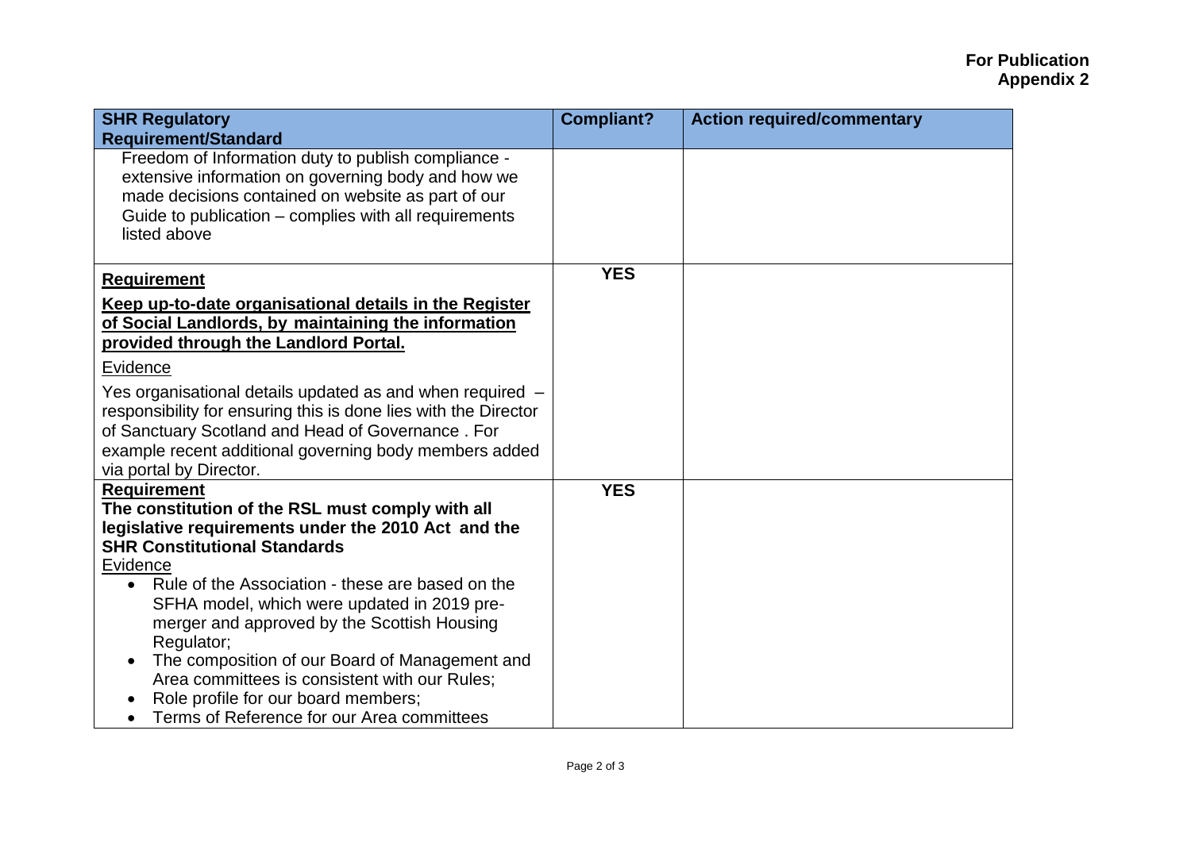**For Publication**
**Appendix 2**

| SHR Regulatory Requirement/Standard | Compliant? | Action required/commentary |
|---|---|---|
| Freedom of Information duty to publish compliance - extensive information on governing body and how we made decisions contained on website as part of our Guide to publication – complies with all requirements listed above | | |
| **Requirement**<br>**Keep up-to-date organisational details in the Register of Social Landlords, by maintaining the information provided through the Landlord Portal.**<br>Evidence<br>Yes organisational details updated as and when required – responsibility for ensuring this is done lies with the Director of Sanctuary Scotland and Head of Governance . For example recent additional governing body members added via portal by Director. | **YES** | |
| **Requirement**<br>**The constitution of the RSL must comply with all legislative requirements under the 2010 Act and the SHR Constitutional Standards**<br>Evidence<br>• Rule of the Association - these are based on the SFHA model, which were updated in 2019 pre-merger and approved by the Scottish Housing Regulator;<br>• The composition of our Board of Management and Area committees is consistent with our Rules;<br>• Role profile for our board members;<br>• Terms of Reference for our Area committees | **YES** | |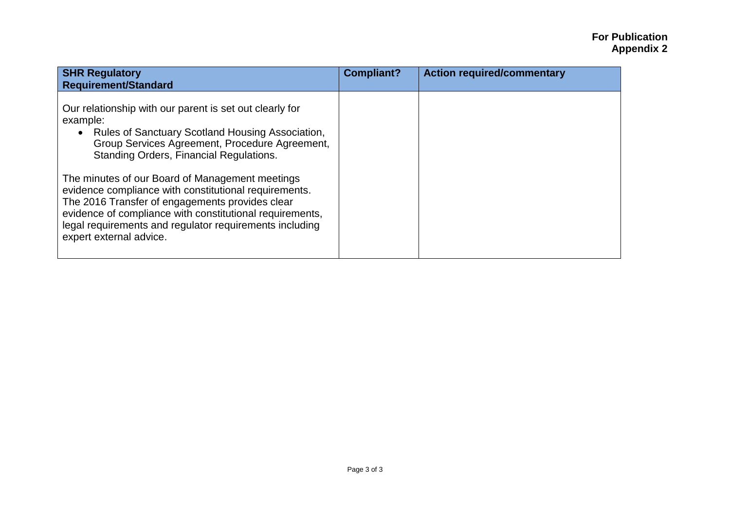**For Publication**
**Appendix 2**

| SHR Regulatory Requirement/Standard | Compliant? | Action required/commentary |
|---|---|---|
| Our relationship with our parent is set out clearly for example:<br>• Rules of Sanctuary Scotland Housing Association, Group Services Agreement, Procedure Agreement, Standing Orders, Financial Regulations.<br><br>The minutes of our Board of Management meetings evidence compliance with constitutional requirements. The 2016 Transfer of engagements provides clear evidence of compliance with constitutional requirements, legal requirements and regulator requirements including expert external advice. | | |